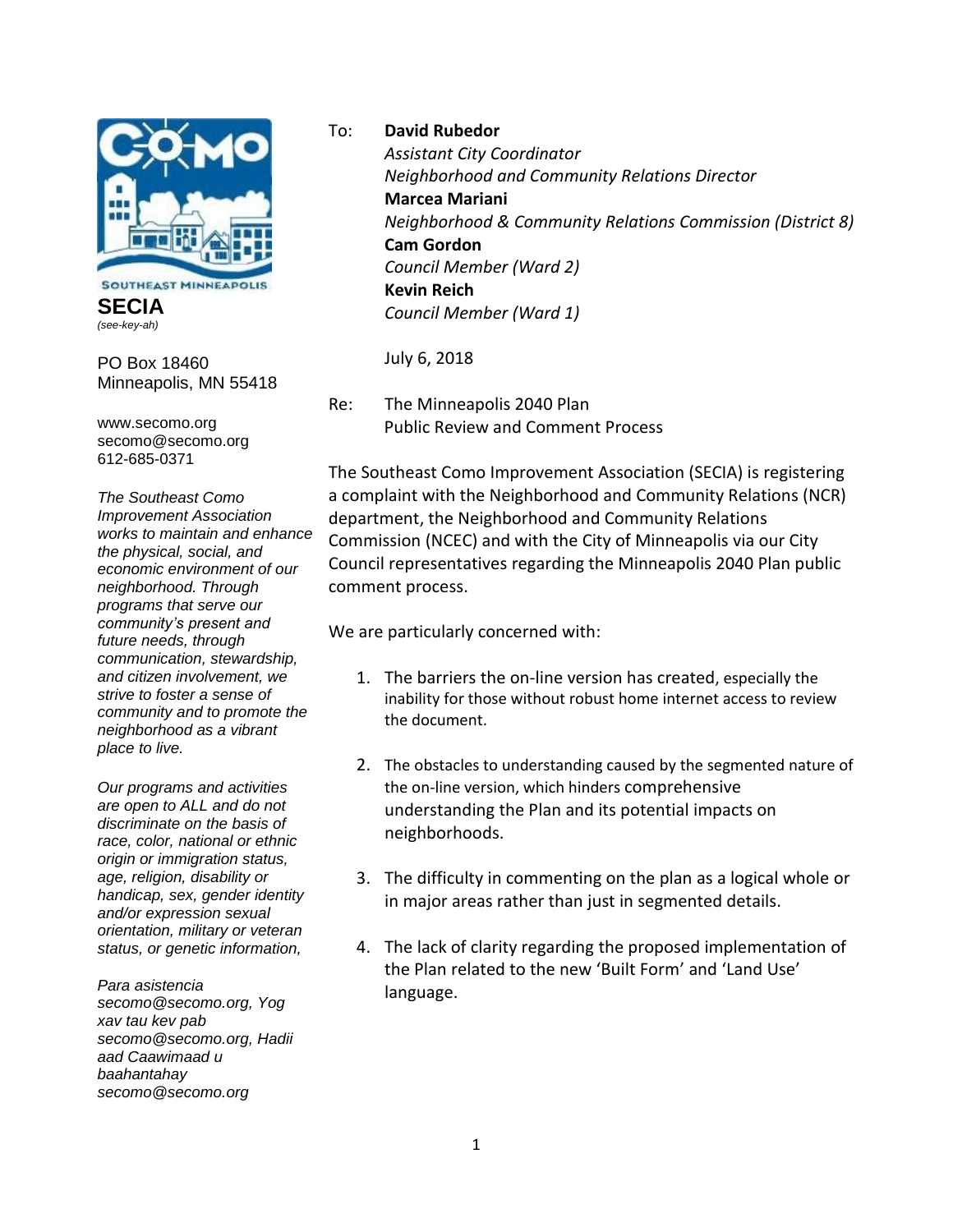SOUTHEAST MINNEAPOLIS

**SECIA**
*(see-key-ah)*

PO Box 18460
Minneapolis, MN 55418

www.secomo.org
secomo@secomo.org
612-685-0371

*The Southeast Como Improvement Association works to maintain and enhance the physical, social, and economic environment of our neighborhood. Through programs that serve our community's present and future needs, through communication, stewardship, and citizen involvement, we strive to foster a sense of community and to promote the neighborhood as a vibrant place to live.*

*Our programs and activities are open to ALL and do not discriminate on the basis of race, color, national or ethnic origin or immigration status, age, religion, disability or handicap, sex, gender identity and/or expression sexual orientation, military or veteran status, or genetic information,*

*Para asistencia secomo@secomo.org, Yog xav tau kev pab secomo@secomo.org, Hadii aad Caawimaad u baahantahay secomo@secomo.org*

To: **David Rubedor**
*Assistant City Coordinator*
*Neighborhood and Community Relations Director*
**Marcea Mariani**
*Neighborhood & Community Relations Commission (District 8)*
**Cam Gordon**
*Council Member (Ward 2)*
**Kevin Reich**
*Council Member (Ward 1)*

July 6, 2018

Re: The Minneapolis 2040 Plan
Public Review and Comment Process

The Southeast Como Improvement Association (SECIA) is registering a complaint with the Neighborhood and Community Relations (NCR) department, the Neighborhood and Community Relations Commission (NCEC) and with the City of Minneapolis via our City Council representatives regarding the Minneapolis 2040 Plan public comment process.

We are particularly concerned with:

1. The barriers the on-line version has created, especially the inability for those without robust home internet access to review the document.
2. The obstacles to understanding caused by the segmented nature of the on-line version, which hinders comprehensive understanding the Plan and its potential impacts on neighborhoods.
3. The difficulty in commenting on the plan as a logical whole or in major areas rather than just in segmented details.
4. The lack of clarity regarding the proposed implementation of the Plan related to the new 'Built Form' and 'Land Use' language.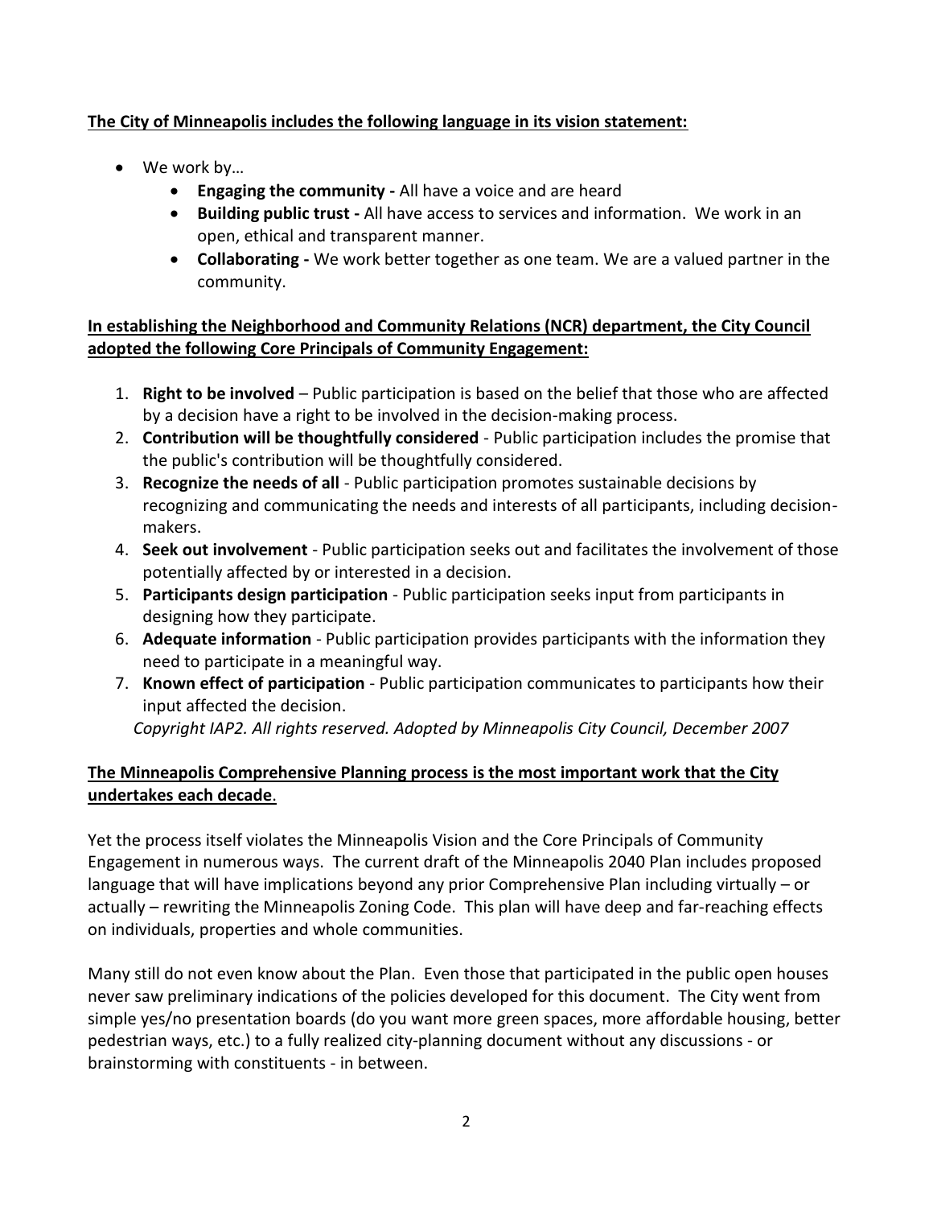**The City of Minneapolis includes the following language in its vision statement:**

- We work by…
  - **Engaging the community -** All have a voice and are heard
  - **Building public trust -** All have access to services and information. We work in an open, ethical and transparent manner.
  - **Collaborating -** We work better together as one team. We are a valued partner in the community.

**In establishing the Neighborhood and Community Relations (NCR) department, the City Council adopted the following Core Principals of Community Engagement:**

1. **Right to be involved** – Public participation is based on the belief that those who are affected by a decision have a right to be involved in the decision-making process.
2. **Contribution will be thoughtfully considered** - Public participation includes the promise that the public's contribution will be thoughtfully considered.
3. **Recognize the needs of all** - Public participation promotes sustainable decisions by recognizing and communicating the needs and interests of all participants, including decision-makers.
4. **Seek out involvement** - Public participation seeks out and facilitates the involvement of those potentially affected by or interested in a decision.
5. **Participants design participation** - Public participation seeks input from participants in designing how they participate.
6. **Adequate information** - Public participation provides participants with the information they need to participate in a meaningful way.
7. **Known effect of participation** - Public participation communicates to participants how their input affected the decision.

   *Copyright IAP2. All rights reserved. Adopted by Minneapolis City Council, December 2007*

**The Minneapolis Comprehensive Planning process is the most important work that the City undertakes each decade.**

Yet the process itself violates the Minneapolis Vision and the Core Principals of Community Engagement in numerous ways. The current draft of the Minneapolis 2040 Plan includes proposed language that will have implications beyond any prior Comprehensive Plan including virtually – or actually – rewriting the Minneapolis Zoning Code. This plan will have deep and far-reaching effects on individuals, properties and whole communities.

Many still do not even know about the Plan. Even those that participated in the public open houses never saw preliminary indications of the policies developed for this document. The City went from simple yes/no presentation boards (do you want more green spaces, more affordable housing, better pedestrian ways, etc.) to a fully realized city-planning document without any discussions - or brainstorming with constituents - in between.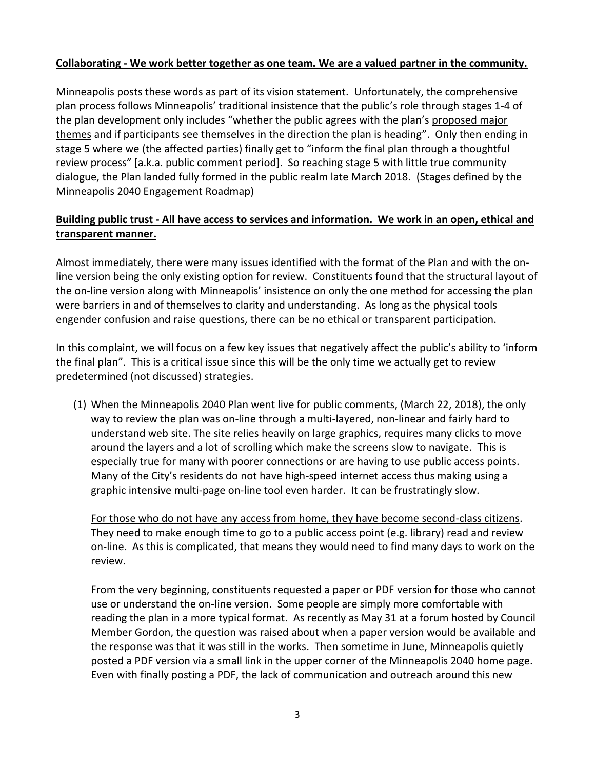**<u>Collaborating - We work better together as one team. We are a valued partner in the community.</u>**

Minneapolis posts these words as part of its vision statement. Unfortunately, the comprehensive plan process follows Minneapolis' traditional insistence that the public's role through stages 1-4 of the plan development only includes "whether the public agrees with the plan's <u>proposed major themes</u> and if participants see themselves in the direction the plan is heading". Only then ending in stage 5 where we (the affected parties) finally get to "inform the final plan through a thoughtful review process" [a.k.a. public comment period]. So reaching stage 5 with little true community dialogue, the Plan landed fully formed in the public realm late March 2018. (Stages defined by the Minneapolis 2040 Engagement Roadmap)

**<u>Building public trust - All have access to services and information. We work in an open, ethical and transparent manner.</u>**

Almost immediately, there were many issues identified with the format of the Plan and with the on-line version being the only existing option for review. Constituents found that the structural layout of the on-line version along with Minneapolis' insistence on only the one method for accessing the plan were barriers in and of themselves to clarity and understanding. As long as the physical tools engender confusion and raise questions, there can be no ethical or transparent participation.

In this complaint, we will focus on a few key issues that negatively affect the public's ability to 'inform the final plan". This is a critical issue since this will be the only time we actually get to review predetermined (not discussed) strategies.

(1) When the Minneapolis 2040 Plan went live for public comments, (March 22, 2018), the only way to review the plan was on-line through a multi-layered, non-linear and fairly hard to understand web site. The site relies heavily on large graphics, requires many clicks to move around the layers and a lot of scrolling which make the screens slow to navigate. This is especially true for many with poorer connections or are having to use public access points. Many of the City's residents do not have high-speed internet access thus making using a graphic intensive multi-page on-line tool even harder. It can be frustratingly slow.

    <u>For those who do not have any access from home, they have become second-class citizens</u>. They need to make enough time to go to a public access point (e.g. library) read and review on-line. As this is complicated, that means they would need to find many days to work on the review.

    From the very beginning, constituents requested a paper or PDF version for those who cannot use or understand the on-line version. Some people are simply more comfortable with reading the plan in a more typical format. As recently as May 31 at a forum hosted by Council Member Gordon, the question was raised about when a paper version would be available and the response was that it was still in the works. Then sometime in June, Minneapolis quietly posted a PDF version via a small link in the upper corner of the Minneapolis 2040 home page. Even with finally posting a PDF, the lack of communication and outreach around this new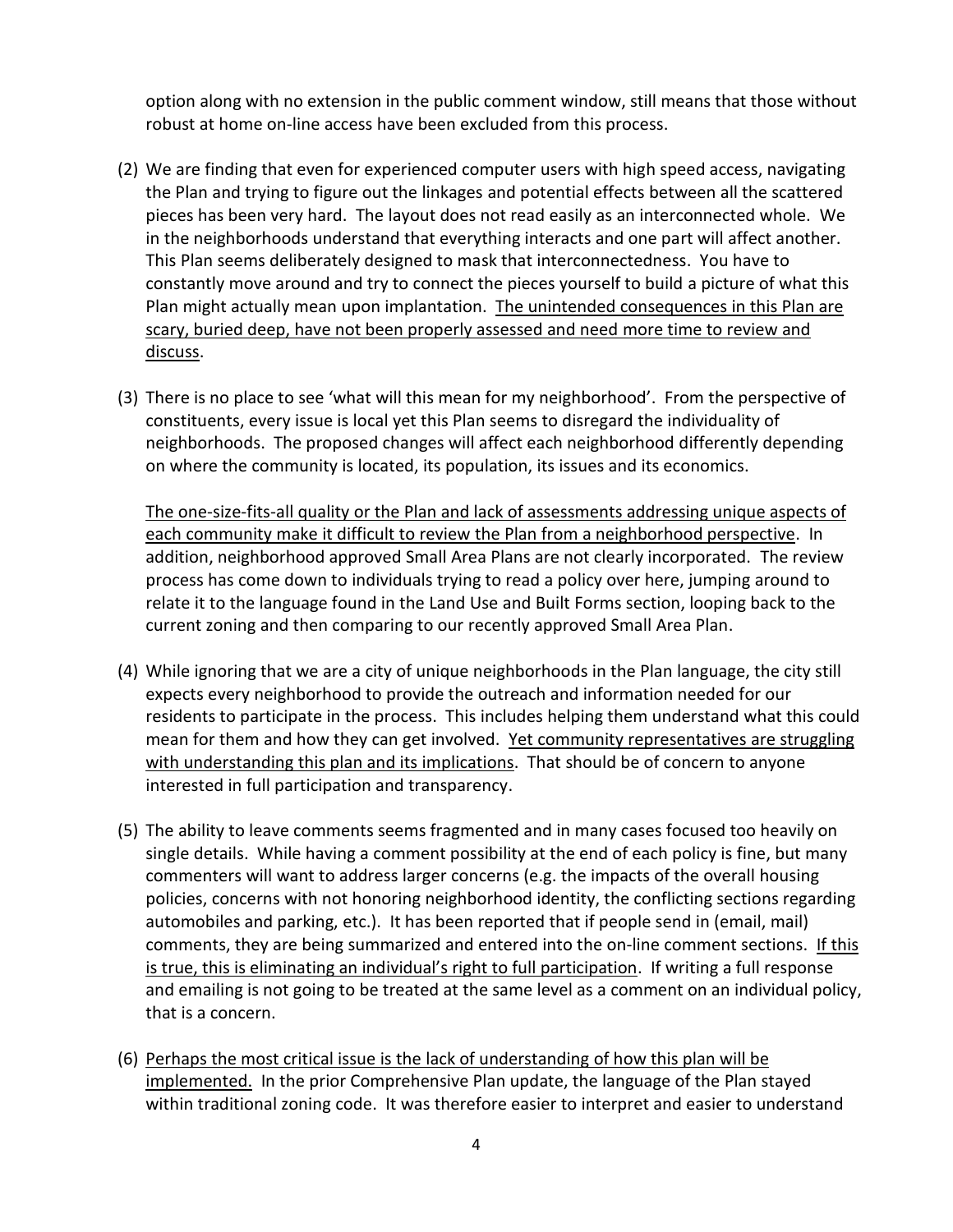option along with no extension in the public comment window, still means that those without robust at home on-line access have been excluded from this process.

(2) We are finding that even for experienced computer users with high speed access, navigating the Plan and trying to figure out the linkages and potential effects between all the scattered pieces has been very hard. The layout does not read easily as an interconnected whole. We in the neighborhoods understand that everything interacts and one part will affect another. This Plan seems deliberately designed to mask that interconnectedness. You have to constantly move around and try to connect the pieces yourself to build a picture of what this Plan might actually mean upon implantation. <u>The unintended consequences in this Plan are scary, buried deep, have not been properly assessed and need more time to review and discuss</u>.

(3) There is no place to see 'what will this mean for my neighborhood'. From the perspective of constituents, every issue is local yet this Plan seems to disregard the individuality of neighborhoods. The proposed changes will affect each neighborhood differently depending on where the community is located, its population, its issues and its economics.

    <u>The one-size-fits-all quality or the Plan and lack of assessments addressing unique aspects of each community make it difficult to review the Plan from a neighborhood perspective</u>. In addition, neighborhood approved Small Area Plans are not clearly incorporated. The review process has come down to individuals trying to read a policy over here, jumping around to relate it to the language found in the Land Use and Built Forms section, looping back to the current zoning and then comparing to our recently approved Small Area Plan.

(4) While ignoring that we are a city of unique neighborhoods in the Plan language, the city still expects every neighborhood to provide the outreach and information needed for our residents to participate in the process. This includes helping them understand what this could mean for them and how they can get involved. <u>Yet community representatives are struggling with understanding this plan and its implications</u>. That should be of concern to anyone interested in full participation and transparency.

(5) The ability to leave comments seems fragmented and in many cases focused too heavily on single details. While having a comment possibility at the end of each policy is fine, but many commenters will want to address larger concerns (e.g. the impacts of the overall housing policies, concerns with not honoring neighborhood identity, the conflicting sections regarding automobiles and parking, etc.). It has been reported that if people send in (email, mail) comments, they are being summarized and entered into the on-line comment sections. <u>If this is true, this is eliminating an individual's right to full participation</u>. If writing a full response and emailing is not going to be treated at the same level as a comment on an individual policy, that is a concern.

(6) <u>Perhaps the most critical issue is the lack of understanding of how this plan will be implemented.</u> In the prior Comprehensive Plan update, the language of the Plan stayed within traditional zoning code. It was therefore easier to interpret and easier to understand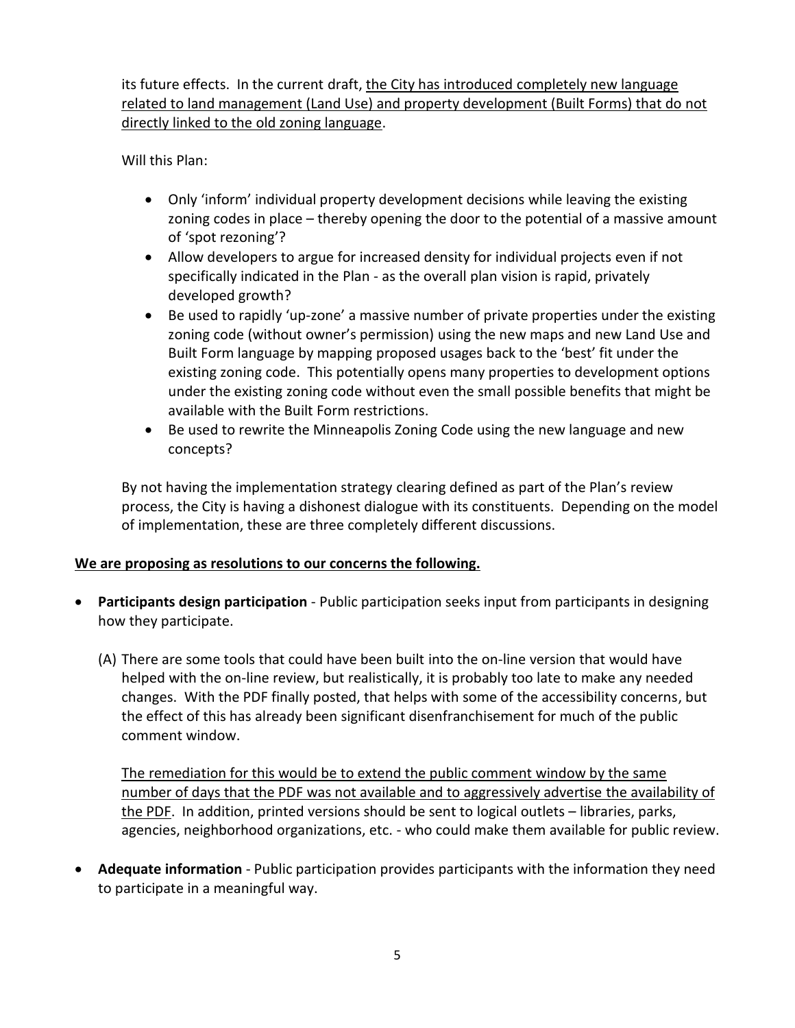its future effects. In the current draft, <u>the City has introduced completely new language related to land management (Land Use) and property development (Built Forms) that do not directly linked to the old zoning language</u>.

Will this Plan:

- Only 'inform' individual property development decisions while leaving the existing zoning codes in place – thereby opening the door to the potential of a massive amount of 'spot rezoning'?
- Allow developers to argue for increased density for individual projects even if not specifically indicated in the Plan - as the overall plan vision is rapid, privately developed growth?
- Be used to rapidly 'up-zone' a massive number of private properties under the existing zoning code (without owner's permission) using the new maps and new Land Use and Built Form language by mapping proposed usages back to the 'best' fit under the existing zoning code. This potentially opens many properties to development options under the existing zoning code without even the small possible benefits that might be available with the Built Form restrictions.
- Be used to rewrite the Minneapolis Zoning Code using the new language and new concepts?

By not having the implementation strategy clearing defined as part of the Plan's review process, the City is having a dishonest dialogue with its constituents. Depending on the model of implementation, these are three completely different discussions.

**<u>We are proposing as resolutions to our concerns the following.</u>**

- **Participants design participation** - Public participation seeks input from participants in designing how they participate.

  (A) There are some tools that could have been built into the on-line version that would have helped with the on-line review, but realistically, it is probably too late to make any needed changes. With the PDF finally posted, that helps with some of the accessibility concerns, but the effect of this has already been significant disenfranchisement for much of the public comment window.

  <u>The remediation for this would be to extend the public comment window by the same number of days that the PDF was not available and to aggressively advertise the availability of the PDF</u>. In addition, printed versions should be sent to logical outlets – libraries, parks, agencies, neighborhood organizations, etc. - who could make them available for public review.

- **Adequate information** - Public participation provides participants with the information they need to participate in a meaningful way.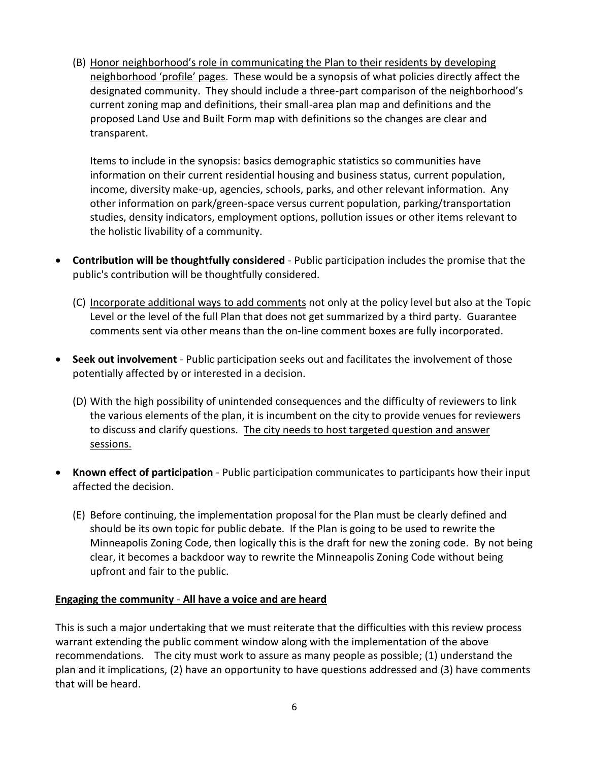(B) <u>Honor neighborhood's role in communicating the Plan to their residents by developing neighborhood 'profile' pages</u>. These would be a synopsis of what policies directly affect the designated community. They should include a three-part comparison of the neighborhood's current zoning map and definitions, their small-area plan map and definitions and the proposed Land Use and Built Form map with definitions so the changes are clear and transparent.

Items to include in the synopsis: basics demographic statistics so communities have information on their current residential housing and business status, current population, income, diversity make-up, agencies, schools, parks, and other relevant information. Any other information on park/green-space versus current population, parking/transportation studies, density indicators, employment options, pollution issues or other items relevant to the holistic livability of a community.

- **Contribution will be thoughtfully considered** - Public participation includes the promise that the public's contribution will be thoughtfully considered.

  (C) <u>Incorporate additional ways to add comments</u> not only at the policy level but also at the Topic Level or the level of the full Plan that does not get summarized by a third party. Guarantee comments sent via other means than the on-line comment boxes are fully incorporated.

- **Seek out involvement** - Public participation seeks out and facilitates the involvement of those potentially affected by or interested in a decision.

  (D) With the high possibility of unintended consequences and the difficulty of reviewers to link the various elements of the plan, it is incumbent on the city to provide venues for reviewers to discuss and clarify questions. <u>The city needs to host targeted question and answer sessions.</u>

- **Known effect of participation** - Public participation communicates to participants how their input affected the decision.

  (E) Before continuing, the implementation proposal for the Plan must be clearly defined and should be its own topic for public debate. If the Plan is going to be used to rewrite the Minneapolis Zoning Code, then logically this is the draft for new the zoning code. By not being clear, it becomes a backdoor way to rewrite the Minneapolis Zoning Code without being upfront and fair to the public.

**<u>Engaging the community</u>** **<u>- All have a voice and are heard</u>**

This is such a major undertaking that we must reiterate that the difficulties with this review process warrant extending the public comment window along with the implementation of the above recommendations. The city must work to assure as many people as possible; (1) understand the plan and it implications, (2) have an opportunity to have questions addressed and (3) have comments that will be heard.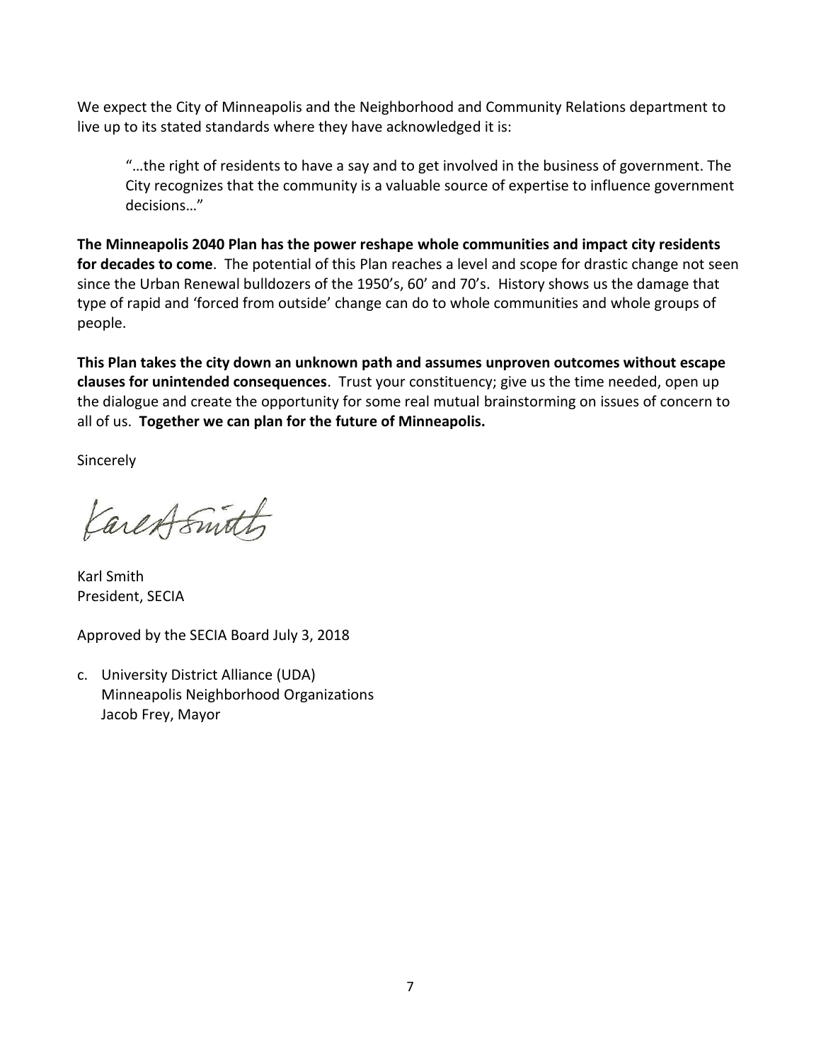We expect the City of Minneapolis and the Neighborhood and Community Relations department to live up to its stated standards where they have acknowledged it is:

> "…the right of residents to have a say and to get involved in the business of government. The City recognizes that the community is a valuable source of expertise to influence government decisions…"

**The Minneapolis 2040 Plan has the power reshape whole communities and impact city residents for decades to come**. The potential of this Plan reaches a level and scope for drastic change not seen since the Urban Renewal bulldozers of the 1950's, 60' and 70's. History shows us the damage that type of rapid and 'forced from outside' change can do to whole communities and whole groups of people.

**This Plan takes the city down an unknown path and assumes unproven outcomes without escape clauses for unintended consequences**. Trust your constituency; give us the time needed, open up the dialogue and create the opportunity for some real mutual brainstorming on issues of concern to all of us. **Together we can plan for the future of Minneapolis.**

Sincerely

Karl A Smith

Karl Smith
President, SECIA

Approved by the SECIA Board July 3, 2018

c. University District Alliance (UDA)
   Minneapolis Neighborhood Organizations
   Jacob Frey, Mayor